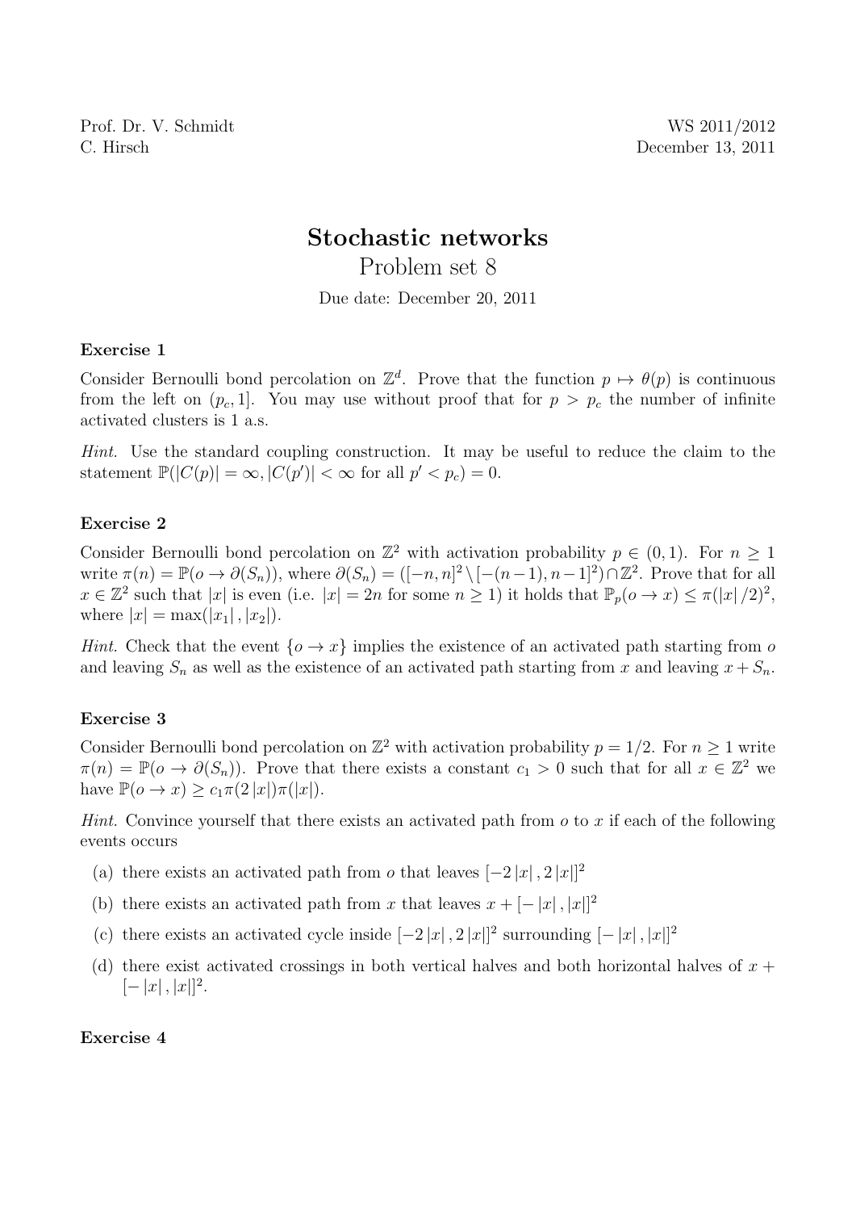Prof. Dr. V. Schmidt
C. Hirsch

WS 2011/2012
December 13, 2011

# Stochastic networks

## Problem set 8

Due date: December 20, 2011

### Exercise 1

Consider Bernoulli bond percolation on $\mathbb{Z}^d$. Prove that the function $p \mapsto \theta(p)$ is continuous from the left on $(p_c, 1]$. You may use without proof that for $p > p_c$ the number of infinite activated clusters is 1 a.s.

*Hint.* Use the standard coupling construction. It may be useful to reduce the claim to the statement $\mathbb{P}(|C(p)| = \infty, |C(p')| < \infty \text{ for all } p' < p_c) = 0$.

### Exercise 2

Consider Bernoulli bond percolation on $\mathbb{Z}^2$ with activation probability $p \in (0,1)$. For $n \geq 1$ write $\pi(n) = \mathbb{P}(o \to \partial(S_n))$, where $\partial(S_n) = ([-n,n]^2 \setminus [-(n-1), n-1]^2) \cap \mathbb{Z}^2$. Prove that for all $x \in \mathbb{Z}^2$ such that $|x|$ is even (i.e. $|x| = 2n$ for some $n \geq 1$) it holds that $\mathbb{P}_p(o \to x) \leq \pi(|x|/2)^2$, where $|x| = \max(|x_1|, |x_2|)$.

*Hint.* Check that the event $\{o \to x\}$ implies the existence of an activated path starting from $o$ and leaving $S_n$ as well as the existence of an activated path starting from $x$ and leaving $x + S_n$.

### Exercise 3

Consider Bernoulli bond percolation on $\mathbb{Z}^2$ with activation probability $p = 1/2$. For $n \geq 1$ write $\pi(n) = \mathbb{P}(o \to \partial(S_n))$. Prove that there exists a constant $c_1 > 0$ such that for all $x \in \mathbb{Z}^2$ we have $\mathbb{P}(o \to x) \geq c_1 \pi(2|x|)\pi(|x|)$.

*Hint.* Convince yourself that there exists an activated path from $o$ to $x$ if each of the following events occurs

(a) there exists an activated path from $o$ that leaves $[-2|x|, 2|x|]^2$

(b) there exists an activated path from $x$ that leaves $x + [-|x|, |x|]^2$

(c) there exists an activated cycle inside $[-2|x|, 2|x|]^2$ surrounding $[-|x|, |x|]^2$

(d) there exist activated crossings in both vertical halves and both horizontal halves of $x + [-|x|, |x|]^2$.

### Exercise 4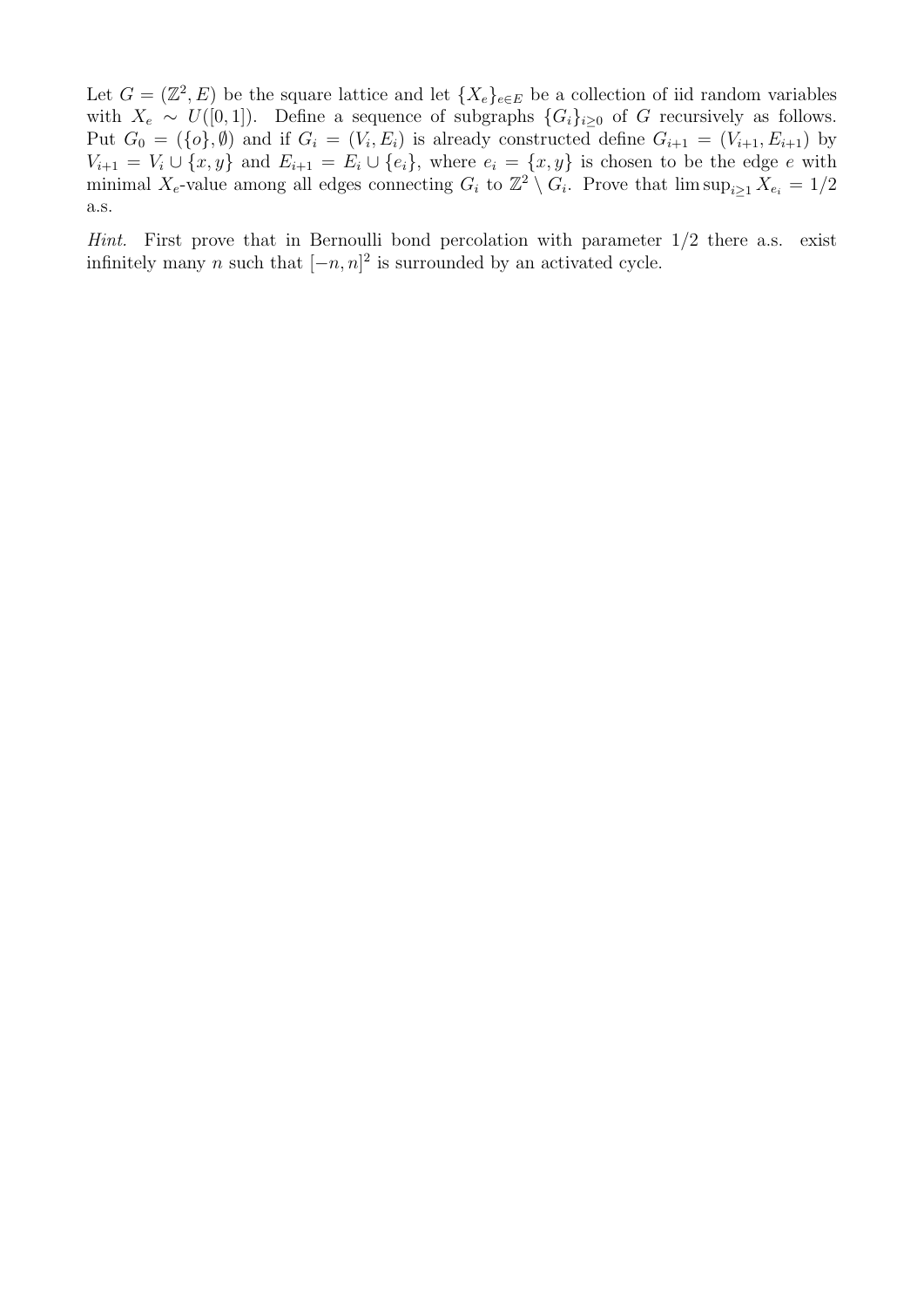Let $G = (\mathbb{Z}^2, E)$ be the square lattice and let $\{X_e\}_{e \in E}$ be a collection of iid random variables with $X_e \sim U([0,1])$. Define a sequence of subgraphs $\{G_i\}_{i \geq 0}$ of $G$ recursively as follows. Put $G_0 = (\{o\}, \emptyset)$ and if $G_i = (V_i, E_i)$ is already constructed define $G_{i+1} = (V_{i+1}, E_{i+1})$ by $V_{i+1} = V_i \cup \{x, y\}$ and $E_{i+1} = E_i \cup \{e_i\}$, where $e_i = \{x, y\}$ is chosen to be the edge $e$ with minimal $X_e$-value among all edges connecting $G_i$ to $\mathbb{Z}^2 \setminus G_i$. Prove that $\limsup_{i \geq 1} X_{e_i} = 1/2$ a.s.

*Hint.* First prove that in Bernoulli bond percolation with parameter $1/2$ there a.s. exist infinitely many $n$ such that $[-n, n]^2$ is surrounded by an activated cycle.